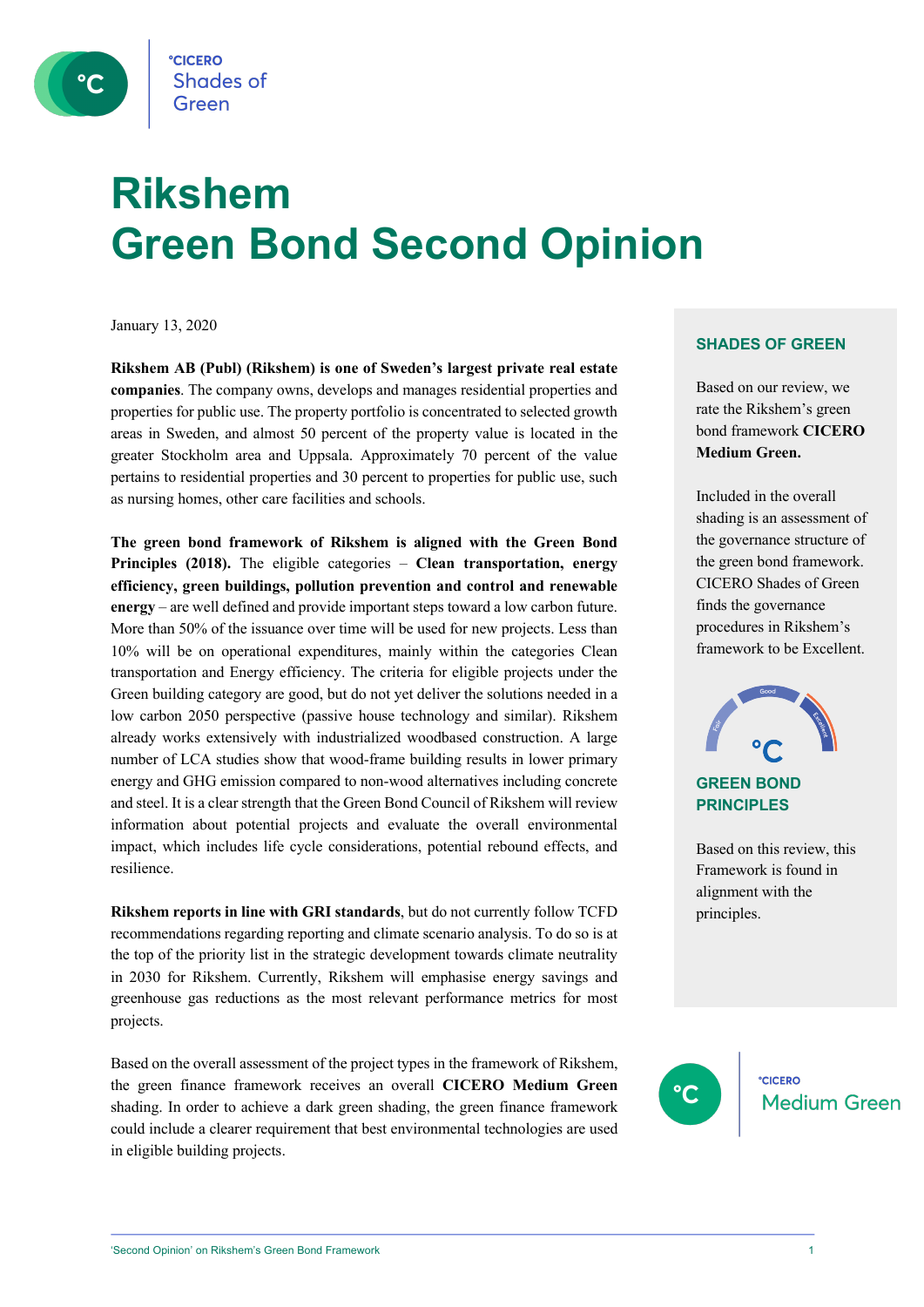# Rikshem
# Green Bond Second Opinion

January 13, 2020

**Rikshem AB (Publ) (Rikshem) is one of Sweden's largest private real estate companies**. The company owns, develops and manages residential properties and properties for public use. The property portfolio is concentrated to selected growth areas in Sweden, and almost 50 percent of the property value is located in the greater Stockholm area and Uppsala. Approximately 70 percent of the value pertains to residential properties and 30 percent to properties for public use, such as nursing homes, other care facilities and schools.

**The green bond framework of Rikshem is aligned with the Green Bond Principles (2018).** The eligible categories – **Clean transportation, energy efficiency, green buildings, pollution prevention and control and renewable energy** – are well defined and provide important steps toward a low carbon future. More than 50% of the issuance over time will be used for new projects. Less than 10% will be on operational expenditures, mainly within the categories Clean transportation and Energy efficiency. The criteria for eligible projects under the Green building category are good, but do not yet deliver the solutions needed in a low carbon 2050 perspective (passive house technology and similar). Rikshem already works extensively with industrialized woodbased construction. A large number of LCA studies show that wood-frame building results in lower primary energy and GHG emission compared to non-wood alternatives including concrete and steel. It is a clear strength that the Green Bond Council of Rikshem will review information about potential projects and evaluate the overall environmental impact, which includes life cycle considerations, potential rebound effects, and resilience.

**Rikshem reports in line with GRI standards**, but do not currently follow TCFD recommendations regarding reporting and climate scenario analysis. To do so is at the top of the priority list in the strategic development towards climate neutrality in 2030 for Rikshem. Currently, Rikshem will emphasise energy savings and greenhouse gas reductions as the most relevant performance metrics for most projects.

Based on the overall assessment of the project types in the framework of Rikshem, the green finance framework receives an overall **CICERO Medium Green** shading. In order to achieve a dark green shading, the green finance framework could include a clearer requirement that best environmental technologies are used in eligible building projects.

## SHADES OF GREEN

Based on our review, we rate the Rikshem's green bond framework **CICERO Medium Green.**

Included in the overall shading is an assessment of the governance structure of the green bond framework. CICERO Shades of Green finds the governance procedures in Rikshem's framework to be Excellent.

## GREEN BOND PRINCIPLES

Based on this review, this Framework is found in alignment with the principles.

°CICERO Medium Green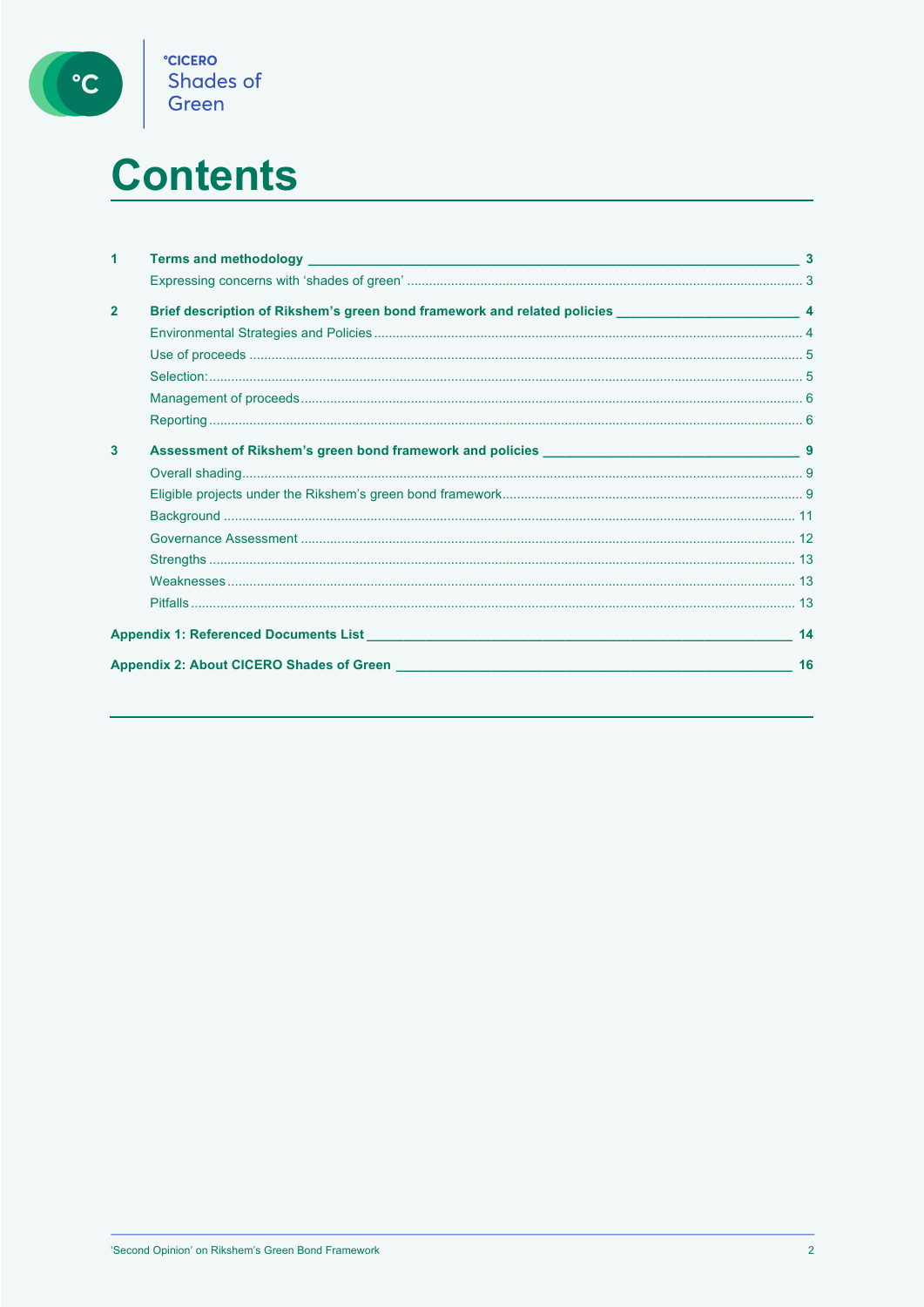# Contents

1 **Terms and methodology** 3
- Expressing concerns with 'shades of green' 3

2 **Brief description of Rikshem's green bond framework and related policies** 4
- Environmental Strategies and Policies 4
- Use of proceeds 5
- Selection: 5
- Management of proceeds 6
- Reporting 6

3 **Assessment of Rikshem's green bond framework and policies** 9
- Overall shading 9
- Eligible projects under the Rikshem's green bond framework 9
- Background 11
- Governance Assessment 12
- Strengths 13
- Weaknesses 13
- Pitfalls 13

**Appendix 1: Referenced Documents List** 14

**Appendix 2: About CICERO Shades of Green** 16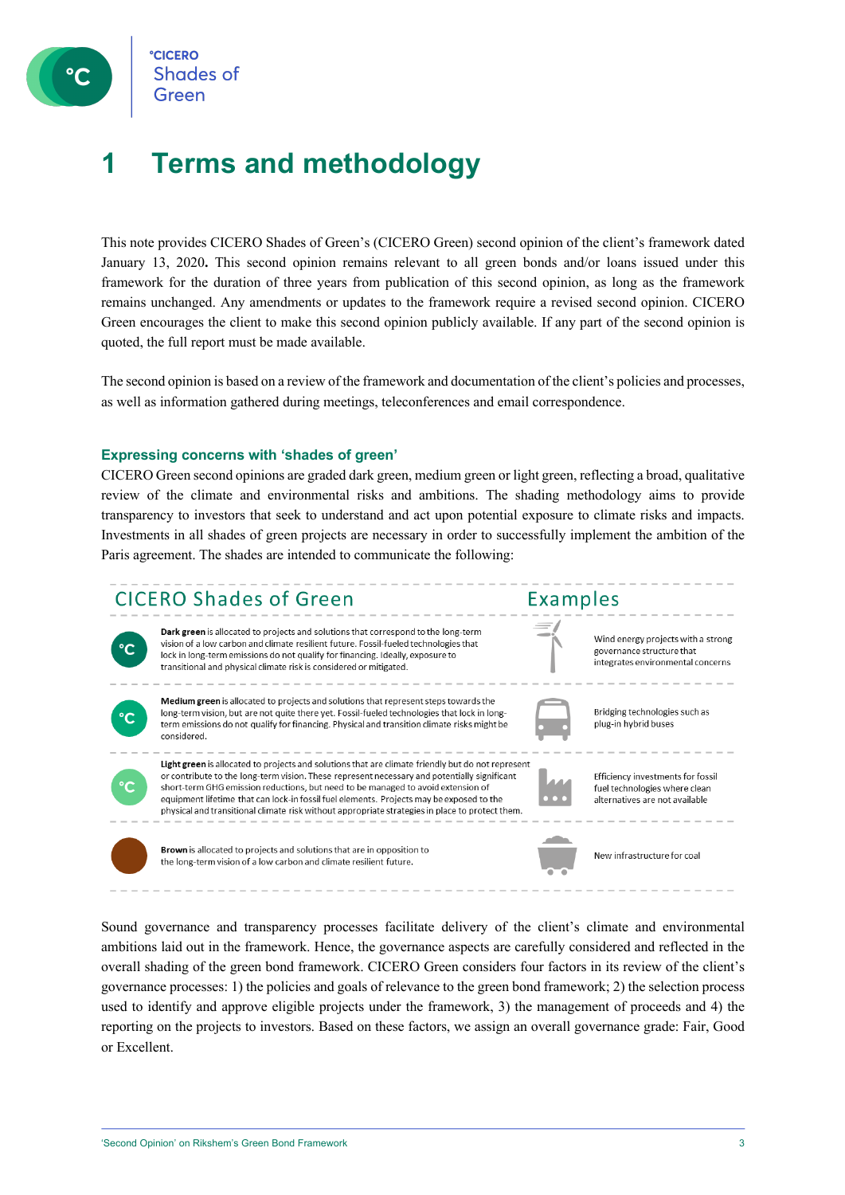# 1 Terms and methodology

This note provides CICERO Shades of Green's (CICERO Green) second opinion of the client's framework dated January 13, 2020**.** This second opinion remains relevant to all green bonds and/or loans issued under this framework for the duration of three years from publication of this second opinion, as long as the framework remains unchanged. Any amendments or updates to the framework require a revised second opinion. CICERO Green encourages the client to make this second opinion publicly available. If any part of the second opinion is quoted, the full report must be made available.

The second opinion is based on a review of the framework and documentation of the client's policies and processes, as well as information gathered during meetings, teleconferences and email correspondence.

### Expressing concerns with 'shades of green'

CICERO Green second opinions are graded dark green, medium green or light green, reflecting a broad, qualitative review of the climate and environmental risks and ambitions. The shading methodology aims to provide transparency to investors that seek to understand and act upon potential exposure to climate risks and impacts. Investments in all shades of green projects are necessary in order to successfully implement the ambition of the Paris agreement. The shades are intended to communicate the following:

| CICERO Shades of Green | Examples |
|---|---|
| **Dark green** is allocated to projects and solutions that correspond to the long-term vision of a low carbon and climate resilient future. Fossil-fueled technologies that lock in long-term emissions do not qualify for financing. Ideally, exposure to transitional and physical climate risk is considered or mitigated. | Wind energy projects with a strong governance structure that integrates environmental concerns |
| **Medium green** is allocated to projects and solutions that represent steps towards the long-term vision, but are not quite there yet. Fossil-fueled technologies that lock in long-term emissions do not qualify for financing. Physical and transition climate risks might be considered. | Bridging technologies such as plug-in hybrid buses |
| **Light green** is allocated to projects and solutions that are climate friendly but do not represent or contribute to the long-term vision. These represent necessary and potentially significant short-term GHG emission reductions, but need to be managed to avoid extension of equipment lifetime that can lock-in fossil fuel elements. Projects may be exposed to the physical and transitional climate risk without appropriate strategies in place to protect them. | Efficiency investments for fossil fuel technologies where clean alternatives are not available |
| **Brown** is allocated to projects and solutions that are in opposition to the long-term vision of a low carbon and climate resilient future. | New infrastructure for coal |

Sound governance and transparency processes facilitate delivery of the client's climate and environmental ambitions laid out in the framework. Hence, the governance aspects are carefully considered and reflected in the overall shading of the green bond framework. CICERO Green considers four factors in its review of the client's governance processes: 1) the policies and goals of relevance to the green bond framework; 2) the selection process used to identify and approve eligible projects under the framework, 3) the management of proceeds and 4) the reporting on the projects to investors. Based on these factors, we assign an overall governance grade: Fair, Good or Excellent.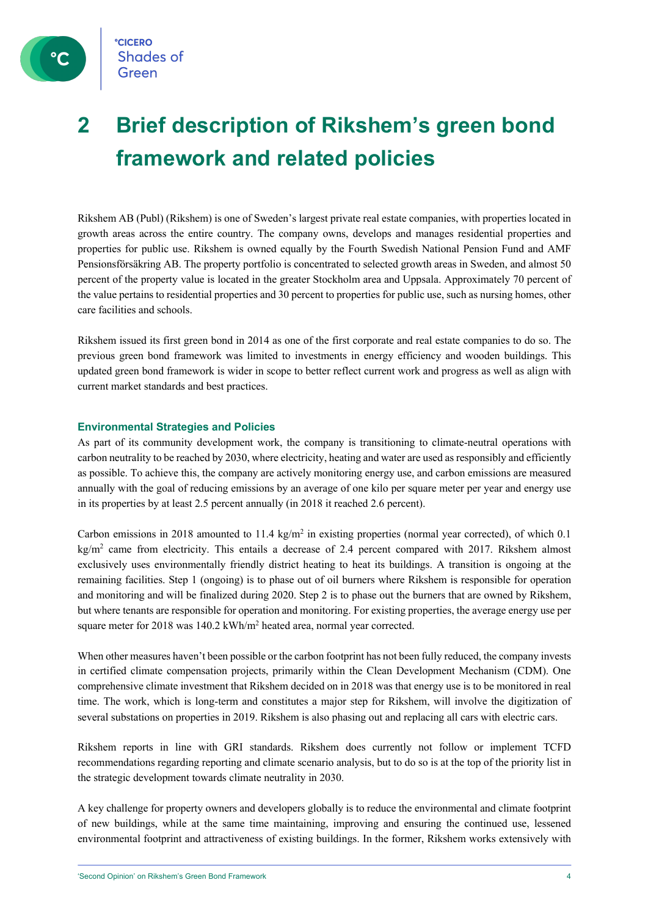# 2 Brief description of Rikshem's green bond framework and related policies

Rikshem AB (Publ) (Rikshem) is one of Sweden's largest private real estate companies, with properties located in growth areas across the entire country. The company owns, develops and manages residential properties and properties for public use. Rikshem is owned equally by the Fourth Swedish National Pension Fund and AMF Pensionsförsäkring AB. The property portfolio is concentrated to selected growth areas in Sweden, and almost 50 percent of the property value is located in the greater Stockholm area and Uppsala. Approximately 70 percent of the value pertains to residential properties and 30 percent to properties for public use, such as nursing homes, other care facilities and schools.

Rikshem issued its first green bond in 2014 as one of the first corporate and real estate companies to do so. The previous green bond framework was limited to investments in energy efficiency and wooden buildings. This updated green bond framework is wider in scope to better reflect current work and progress as well as align with current market standards and best practices.

### Environmental Strategies and Policies

As part of its community development work, the company is transitioning to climate-neutral operations with carbon neutrality to be reached by 2030, where electricity, heating and water are used as responsibly and efficiently as possible. To achieve this, the company are actively monitoring energy use, and carbon emissions are measured annually with the goal of reducing emissions by an average of one kilo per square meter per year and energy use in its properties by at least 2.5 percent annually (in 2018 it reached 2.6 percent).

Carbon emissions in 2018 amounted to 11.4 kg/m$^2$ in existing properties (normal year corrected), of which 0.1 kg/m$^2$ came from electricity. This entails a decrease of 2.4 percent compared with 2017. Rikshem almost exclusively uses environmentally friendly district heating to heat its buildings. A transition is ongoing at the remaining facilities. Step 1 (ongoing) is to phase out of oil burners where Rikshem is responsible for operation and monitoring and will be finalized during 2020. Step 2 is to phase out the burners that are owned by Rikshem, but where tenants are responsible for operation and monitoring. For existing properties, the average energy use per square meter for 2018 was 140.2 kWh/m$^2$ heated area, normal year corrected.

When other measures haven't been possible or the carbon footprint has not been fully reduced, the company invests in certified climate compensation projects, primarily within the Clean Development Mechanism (CDM). One comprehensive climate investment that Rikshem decided on in 2018 was that energy use is to be monitored in real time. The work, which is long-term and constitutes a major step for Rikshem, will involve the digitization of several substations on properties in 2019. Rikshem is also phasing out and replacing all cars with electric cars.

Rikshem reports in line with GRI standards. Rikshem does currently not follow or implement TCFD recommendations regarding reporting and climate scenario analysis, but to do so is at the top of the priority list in the strategic development towards climate neutrality in 2030.

A key challenge for property owners and developers globally is to reduce the environmental and climate footprint of new buildings, while at the same time maintaining, improving and ensuring the continued use, lessened environmental footprint and attractiveness of existing buildings. In the former, Rikshem works extensively with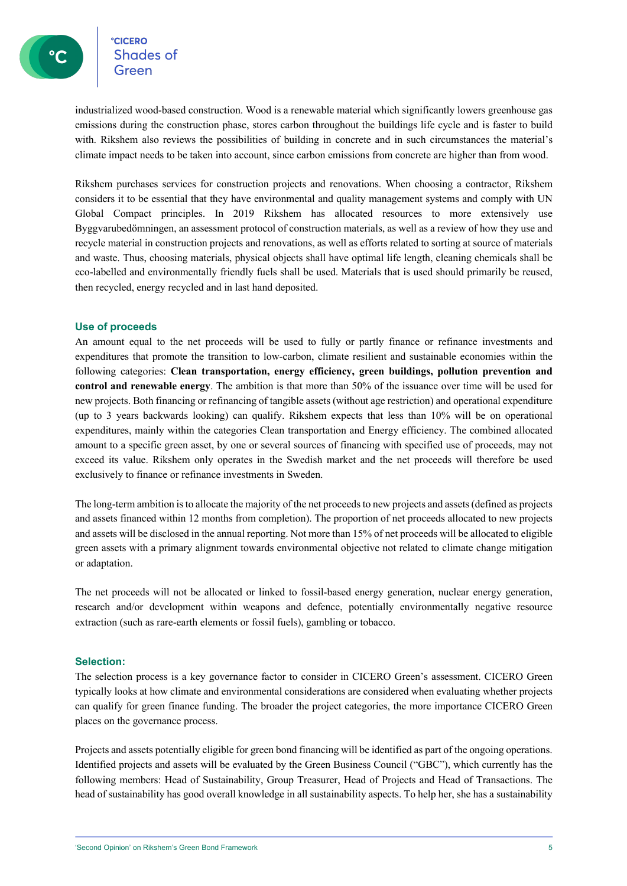industrialized wood-based construction. Wood is a renewable material which significantly lowers greenhouse gas emissions during the construction phase, stores carbon throughout the buildings life cycle and is faster to build with. Rikshem also reviews the possibilities of building in concrete and in such circumstances the material's climate impact needs to be taken into account, since carbon emissions from concrete are higher than from wood.

Rikshem purchases services for construction projects and renovations. When choosing a contractor, Rikshem considers it to be essential that they have environmental and quality management systems and comply with UN Global Compact principles. In 2019 Rikshem has allocated resources to more extensively use Byggvarubedömningen, an assessment protocol of construction materials, as well as a review of how they use and recycle material in construction projects and renovations, as well as efforts related to sorting at source of materials and waste. Thus, choosing materials, physical objects shall have optimal life length, cleaning chemicals shall be eco-labelled and environmentally friendly fuels shall be used. Materials that is used should primarily be reused, then recycled, energy recycled and in last hand deposited.

### Use of proceeds

An amount equal to the net proceeds will be used to fully or partly finance or refinance investments and expenditures that promote the transition to low-carbon, climate resilient and sustainable economies within the following categories: **Clean transportation, energy efficiency, green buildings, pollution prevention and control and renewable energy**. The ambition is that more than 50% of the issuance over time will be used for new projects. Both financing or refinancing of tangible assets (without age restriction) and operational expenditure (up to 3 years backwards looking) can qualify. Rikshem expects that less than 10% will be on operational expenditures, mainly within the categories Clean transportation and Energy efficiency. The combined allocated amount to a specific green asset, by one or several sources of financing with specified use of proceeds, may not exceed its value. Rikshem only operates in the Swedish market and the net proceeds will therefore be used exclusively to finance or refinance investments in Sweden.

The long-term ambition is to allocate the majority of the net proceeds to new projects and assets (defined as projects and assets financed within 12 months from completion). The proportion of net proceeds allocated to new projects and assets will be disclosed in the annual reporting. Not more than 15% of net proceeds will be allocated to eligible green assets with a primary alignment towards environmental objective not related to climate change mitigation or adaptation.

The net proceeds will not be allocated or linked to fossil-based energy generation, nuclear energy generation, research and/or development within weapons and defence, potentially environmentally negative resource extraction (such as rare-earth elements or fossil fuels), gambling or tobacco.

### Selection:

The selection process is a key governance factor to consider in CICERO Green's assessment. CICERO Green typically looks at how climate and environmental considerations are considered when evaluating whether projects can qualify for green finance funding. The broader the project categories, the more importance CICERO Green places on the governance process.

Projects and assets potentially eligible for green bond financing will be identified as part of the ongoing operations. Identified projects and assets will be evaluated by the Green Business Council ("GBC"), which currently has the following members: Head of Sustainability, Group Treasurer, Head of Projects and Head of Transactions. The head of sustainability has good overall knowledge in all sustainability aspects. To help her, she has a sustainability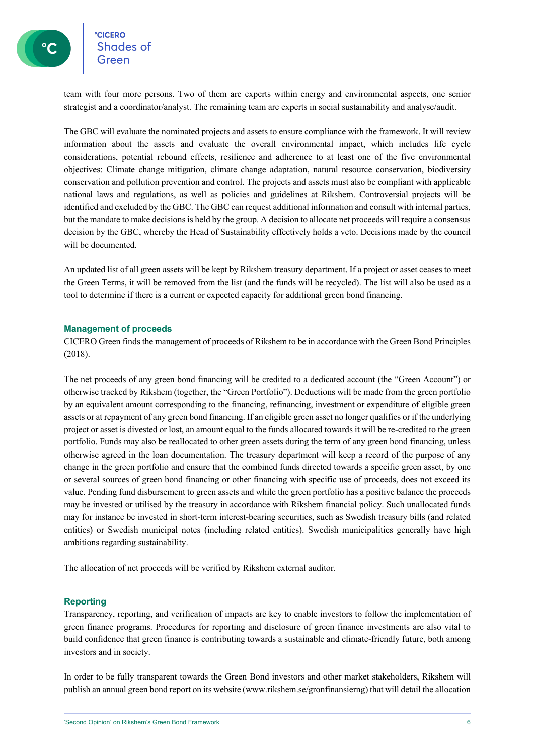team with four more persons. Two of them are experts within energy and environmental aspects, one senior strategist and a coordinator/analyst. The remaining team are experts in social sustainability and analyse/audit.

The GBC will evaluate the nominated projects and assets to ensure compliance with the framework. It will review information about the assets and evaluate the overall environmental impact, which includes life cycle considerations, potential rebound effects, resilience and adherence to at least one of the five environmental objectives: Climate change mitigation, climate change adaptation, natural resource conservation, biodiversity conservation and pollution prevention and control. The projects and assets must also be compliant with applicable national laws and regulations, as well as policies and guidelines at Rikshem. Controversial projects will be identified and excluded by the GBC. The GBC can request additional information and consult with internal parties, but the mandate to make decisions is held by the group. A decision to allocate net proceeds will require a consensus decision by the GBC, whereby the Head of Sustainability effectively holds a veto. Decisions made by the council will be documented.

An updated list of all green assets will be kept by Rikshem treasury department. If a project or asset ceases to meet the Green Terms, it will be removed from the list (and the funds will be recycled). The list will also be used as a tool to determine if there is a current or expected capacity for additional green bond financing.

## Management of proceeds

CICERO Green finds the management of proceeds of Rikshem to be in accordance with the Green Bond Principles (2018).

The net proceeds of any green bond financing will be credited to a dedicated account (the "Green Account") or otherwise tracked by Rikshem (together, the "Green Portfolio"). Deductions will be made from the green portfolio by an equivalent amount corresponding to the financing, refinancing, investment or expenditure of eligible green assets or at repayment of any green bond financing. If an eligible green asset no longer qualifies or if the underlying project or asset is divested or lost, an amount equal to the funds allocated towards it will be re-credited to the green portfolio. Funds may also be reallocated to other green assets during the term of any green bond financing, unless otherwise agreed in the loan documentation. The treasury department will keep a record of the purpose of any change in the green portfolio and ensure that the combined funds directed towards a specific green asset, by one or several sources of green bond financing or other financing with specific use of proceeds, does not exceed its value. Pending fund disbursement to green assets and while the green portfolio has a positive balance the proceeds may be invested or utilised by the treasury in accordance with Rikshem financial policy. Such unallocated funds may for instance be invested in short-term interest-bearing securities, such as Swedish treasury bills (and related entities) or Swedish municipal notes (including related entities). Swedish municipalities generally have high ambitions regarding sustainability.

The allocation of net proceeds will be verified by Rikshem external auditor.

## Reporting

Transparency, reporting, and verification of impacts are key to enable investors to follow the implementation of green finance programs. Procedures for reporting and disclosure of green finance investments are also vital to build confidence that green finance is contributing towards a sustainable and climate-friendly future, both among investors and in society.

In order to be fully transparent towards the Green Bond investors and other market stakeholders, Rikshem will publish an annual green bond report on its website (www.rikshem.se/gronfinansierng) that will detail the allocation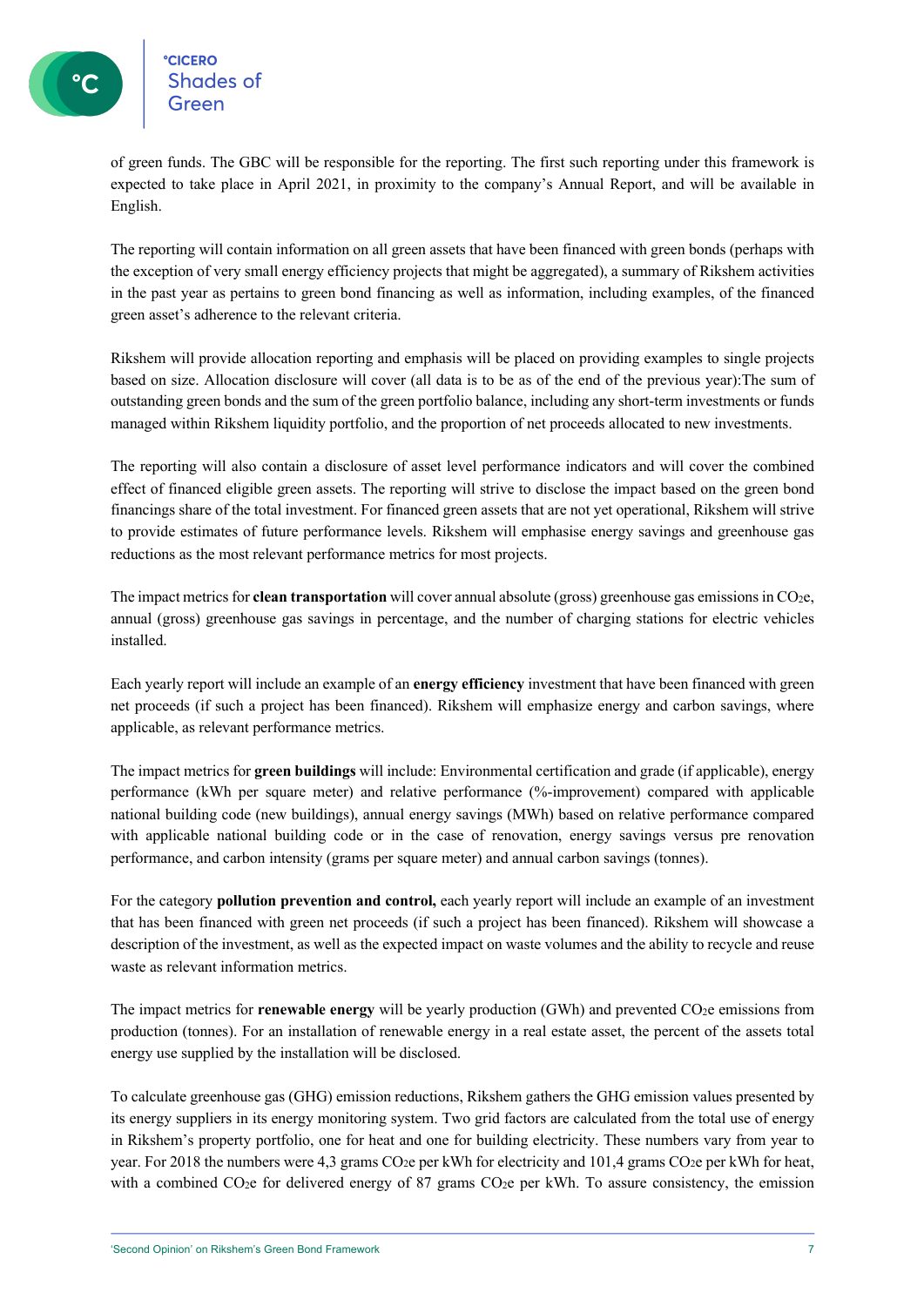of green funds. The GBC will be responsible for the reporting. The first such reporting under this framework is expected to take place in April 2021, in proximity to the company's Annual Report, and will be available in English.

The reporting will contain information on all green assets that have been financed with green bonds (perhaps with the exception of very small energy efficiency projects that might be aggregated), a summary of Rikshem activities in the past year as pertains to green bond financing as well as information, including examples, of the financed green asset's adherence to the relevant criteria.

Rikshem will provide allocation reporting and emphasis will be placed on providing examples to single projects based on size. Allocation disclosure will cover (all data is to be as of the end of the previous year):The sum of outstanding green bonds and the sum of the green portfolio balance, including any short-term investments or funds managed within Rikshem liquidity portfolio, and the proportion of net proceeds allocated to new investments.

The reporting will also contain a disclosure of asset level performance indicators and will cover the combined effect of financed eligible green assets. The reporting will strive to disclose the impact based on the green bond financings share of the total investment. For financed green assets that are not yet operational, Rikshem will strive to provide estimates of future performance levels. Rikshem will emphasise energy savings and greenhouse gas reductions as the most relevant performance metrics for most projects.

The impact metrics for **clean transportation** will cover annual absolute (gross) greenhouse gas emissions in $CO_2e$, annual (gross) greenhouse gas savings in percentage, and the number of charging stations for electric vehicles installed.

Each yearly report will include an example of an **energy efficiency** investment that have been financed with green net proceeds (if such a project has been financed). Rikshem will emphasize energy and carbon savings, where applicable, as relevant performance metrics.

The impact metrics for **green buildings** will include: Environmental certification and grade (if applicable), energy performance (kWh per square meter) and relative performance (%-improvement) compared with applicable national building code (new buildings), annual energy savings (MWh) based on relative performance compared with applicable national building code or in the case of renovation, energy savings versus pre renovation performance, and carbon intensity (grams per square meter) and annual carbon savings (tonnes).

For the category **pollution prevention and control,** each yearly report will include an example of an investment that has been financed with green net proceeds (if such a project has been financed). Rikshem will showcase a description of the investment, as well as the expected impact on waste volumes and the ability to recycle and reuse waste as relevant information metrics.

The impact metrics for **renewable energy** will be yearly production (GWh) and prevented $CO_2e$ emissions from production (tonnes). For an installation of renewable energy in a real estate asset, the percent of the assets total energy use supplied by the installation will be disclosed.

To calculate greenhouse gas (GHG) emission reductions, Rikshem gathers the GHG emission values presented by its energy suppliers in its energy monitoring system. Two grid factors are calculated from the total use of energy in Rikshem's property portfolio, one for heat and one for building electricity. These numbers vary from year to year. For 2018 the numbers were 4,3 grams $CO_2e$ per kWh for electricity and 101,4 grams $CO_2e$ per kWh for heat, with a combined $CO_2e$ for delivered energy of 87 grams $CO_2e$ per kWh. To assure consistency, the emission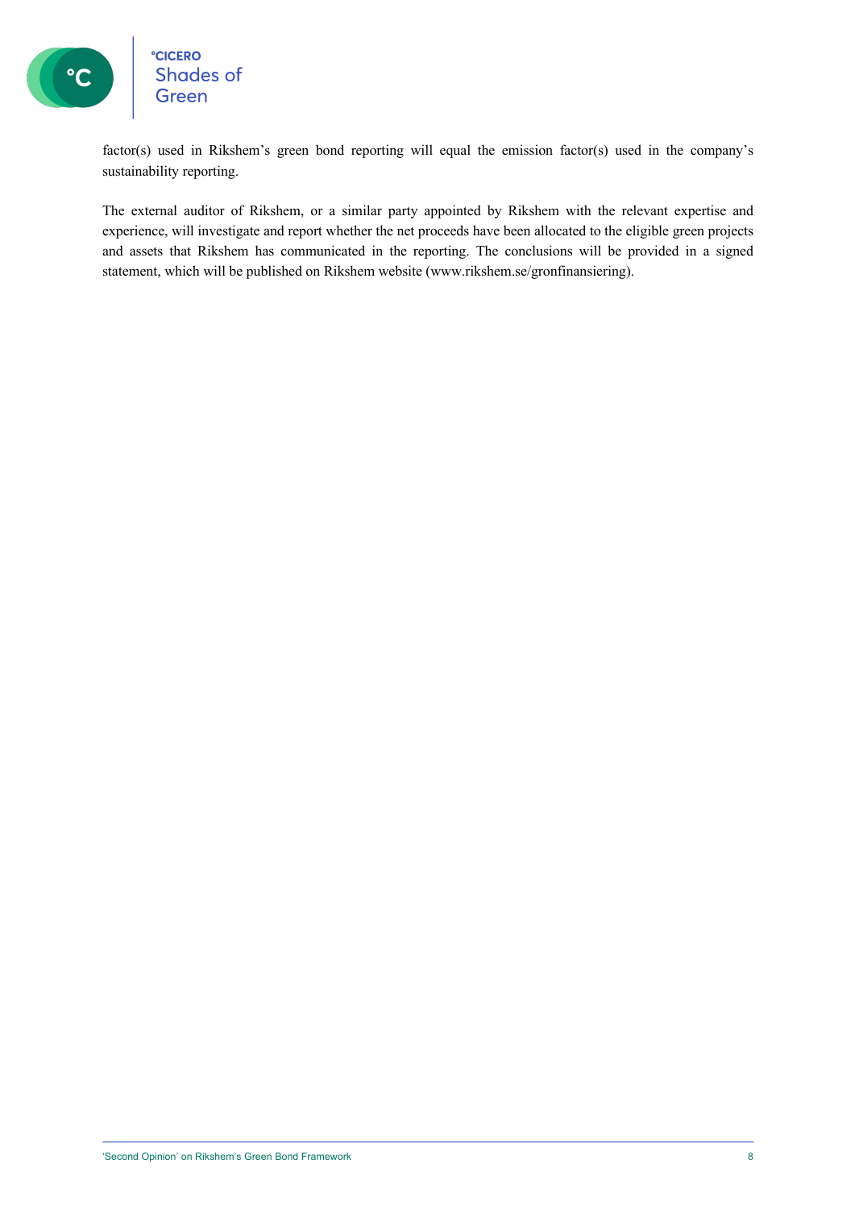factor(s) used in Rikshem's green bond reporting will equal the emission factor(s) used in the company's sustainability reporting.

The external auditor of Rikshem, or a similar party appointed by Rikshem with the relevant expertise and experience, will investigate and report whether the net proceeds have been allocated to the eligible green projects and assets that Rikshem has communicated in the reporting. The conclusions will be provided in a signed statement, which will be published on Rikshem website (www.rikshem.se/gronfinansiering).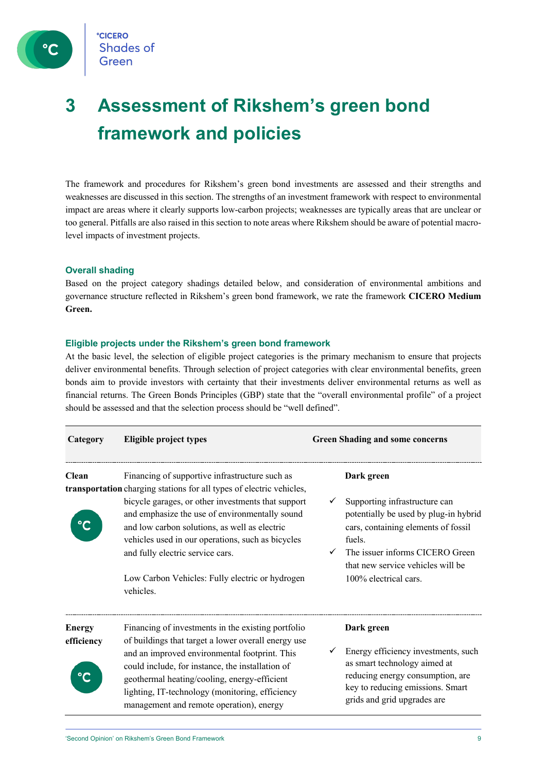# 3 Assessment of Rikshem's green bond framework and policies

The framework and procedures for Rikshem's green bond investments are assessed and their strengths and weaknesses are discussed in this section. The strengths of an investment framework with respect to environmental impact are areas where it clearly supports low-carbon projects; weaknesses are typically areas that are unclear or too general. Pitfalls are also raised in this section to note areas where Rikshem should be aware of potential macro-level impacts of investment projects.

### Overall shading

Based on the project category shadings detailed below, and consideration of environmental ambitions and governance structure reflected in Rikshem's green bond framework, we rate the framework **CICERO Medium Green.**

### Eligible projects under the Rikshem's green bond framework

At the basic level, the selection of eligible project categories is the primary mechanism to ensure that projects deliver environmental benefits. Through selection of project categories with clear environmental benefits, green bonds aim to provide investors with certainty that their investments deliver environmental returns as well as financial returns. The Green Bonds Principles (GBP) state that the "overall environmental profile" of a project should be assessed and that the selection process should be "well defined".

| Category | Eligible project types | Green Shading and some concerns |
|---|---|---|
| **Clean transportation** | Financing of supportive infrastructure such as charging stations for all types of electric vehicles, bicycle garages, or other investments that support and emphasize the use of environmentally sound and low carbon solutions, as well as electric vehicles used in our operations, such as bicycles and fully electric service cars.<br><br>Low Carbon Vehicles: Fully electric or hydrogen vehicles. | **Dark green**<br><br>✓ Supporting infrastructure can potentially be used by plug-in hybrid cars, containing elements of fossil fuels.<br>✓ The issuer informs CICERO Green that new service vehicles will be 100% electrical cars. |
| **Energy efficiency** | Financing of investments in the existing portfolio of buildings that target a lower overall energy use and an improved environmental footprint. This could include, for instance, the installation of geothermal heating/cooling, energy-efficient lighting, IT-technology (monitoring, efficiency management and remote operation), energy | **Dark green**<br><br>✓ Energy efficiency investments, such as smart technology aimed at reducing energy consumption, are key to reducing emissions. Smart grids and grid upgrades are |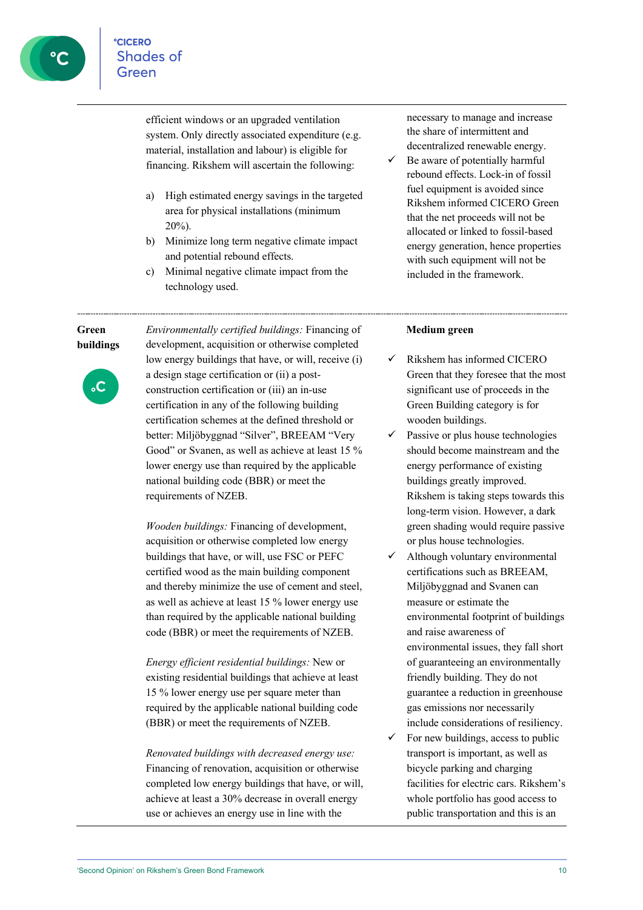efficient windows or an upgraded ventilation system. Only directly associated expenditure (e.g. material, installation and labour) is eligible for financing. Rikshem will ascertain the following:

a) High estimated energy savings in the targeted area for physical installations (minimum 20%).
b) Minimize long term negative climate impact and potential rebound effects.
c) Minimal negative climate impact from the technology used.

necessary to manage and increase the share of intermittent and decentralized renewable energy.

- ✓ Be aware of potentially harmful rebound effects. Lock-in of fossil fuel equipment is avoided since Rikshem informed CICERO Green that the net proceeds will not be allocated or linked to fossil-based energy generation, hence properties with such equipment will not be included in the framework.

---

**Green buildings**

*Environmentally certified buildings:* Financing of development, acquisition or otherwise completed low energy buildings that have, or will, receive (i) a design stage certification or (ii) a post-construction certification or (iii) an in-use certification in any of the following building certification schemes at the defined threshold or better: Miljöbyggnad "Silver", BREEAM "Very Good" or Svanen, as well as achieve at least 15 % lower energy use than required by the applicable national building code (BBR) or meet the requirements of NZEB.

*Wooden buildings:* Financing of development, acquisition or otherwise completed low energy buildings that have, or will, use FSC or PEFC certified wood as the main building component and thereby minimize the use of cement and steel, as well as achieve at least 15 % lower energy use than required by the applicable national building code (BBR) or meet the requirements of NZEB.

*Energy efficient residential buildings:* New or existing residential buildings that achieve at least 15 % lower energy use per square meter than required by the applicable national building code (BBR) or meet the requirements of NZEB.

*Renovated buildings with decreased energy use:* Financing of renovation, acquisition or otherwise completed low energy buildings that have, or will, achieve at least a 30% decrease in overall energy use or achieves an energy use in line with the

**Medium green**

- ✓ Rikshem has informed CICERO Green that they foresee that the most significant use of proceeds in the Green Building category is for wooden buildings.
- ✓ Passive or plus house technologies should become mainstream and the energy performance of existing buildings greatly improved. Rikshem is taking steps towards this long-term vision. However, a dark green shading would require passive or plus house technologies.
- ✓ Although voluntary environmental certifications such as BREEAM, Miljöbyggnad and Svanen can measure or estimate the environmental footprint of buildings and raise awareness of environmental issues, they fall short of guaranteeing an environmentally friendly building. They do not guarantee a reduction in greenhouse gas emissions nor necessarily include considerations of resiliency.
- ✓ For new buildings, access to public transport is important, as well as bicycle parking and charging facilities for electric cars. Rikshem's whole portfolio has good access to public transportation and this is an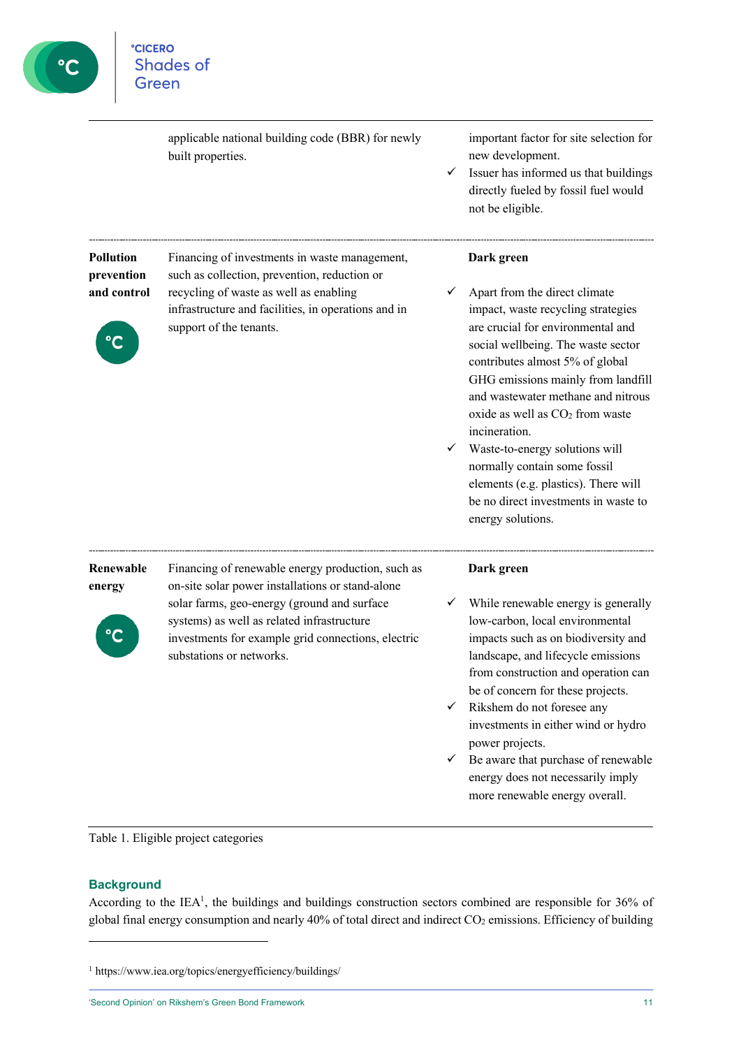| Category | Eligible project types | Green Shading and some concerns |
|---|---|---|
| | applicable national building code (BBR) for newly built properties. | important factor for site selection for new development.<br>✓ Issuer has informed us that buildings directly fueled by fossil fuel would not be eligible. |
| **Pollution prevention and control** | Financing of investments in waste management, such as collection, prevention, reduction or recycling of waste as well as enabling infrastructure and facilities, in operations and in support of the tenants. | **Dark green**<br>✓ Apart from the direct climate impact, waste recycling strategies are crucial for environmental and social wellbeing. The waste sector contributes almost 5% of global GHG emissions mainly from landfill and wastewater methane and nitrous oxide as well as $CO_2$ from waste incineration.<br>✓ Waste-to-energy solutions will normally contain some fossil elements (e.g. plastics). There will be no direct investments in waste to energy solutions. |
| **Renewable energy** | Financing of renewable energy production, such as on-site solar power installations or stand-alone solar farms, geo-energy (ground and surface systems) as well as related infrastructure investments for example grid connections, electric substations or networks. | **Dark green**<br>✓ While renewable energy is generally low-carbon, local environmental impacts such as on biodiversity and landscape, and lifecycle emissions from construction and operation can be of concern for these projects.<br>✓ Rikshem do not foresee any investments in either wind or hydro power projects.<br>✓ Be aware that purchase of renewable energy does not necessarily imply more renewable energy overall. |

Table 1. Eligible project categories

## Background

According to the IEA[1], the buildings and buildings construction sectors combined are responsible for 36% of global final energy consumption and nearly 40% of total direct and indirect $CO_2$ emissions. Efficiency of building

[1] https://www.iea.org/topics/energyefficiency/buildings/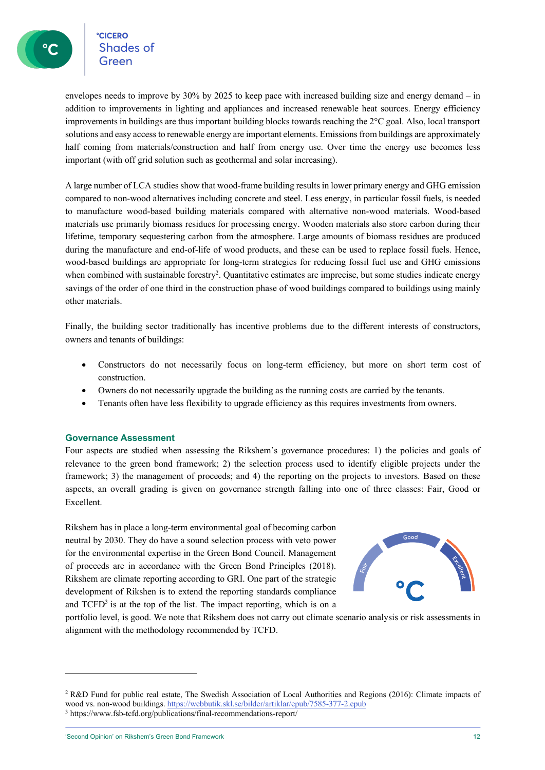envelopes needs to improve by 30% by 2025 to keep pace with increased building size and energy demand – in addition to improvements in lighting and appliances and increased renewable heat sources. Energy efficiency improvements in buildings are thus important building blocks towards reaching the 2°C goal. Also, local transport solutions and easy access to renewable energy are important elements. Emissions from buildings are approximately half coming from materials/construction and half from energy use. Over time the energy use becomes less important (with off grid solution such as geothermal and solar increasing).

A large number of LCA studies show that wood-frame building results in lower primary energy and GHG emission compared to non-wood alternatives including concrete and steel. Less energy, in particular fossil fuels, is needed to manufacture wood-based building materials compared with alternative non-wood materials. Wood-based materials use primarily biomass residues for processing energy. Wooden materials also store carbon during their lifetime, temporary sequestering carbon from the atmosphere. Large amounts of biomass residues are produced during the manufacture and end-of-life of wood products, and these can be used to replace fossil fuels. Hence, wood-based buildings are appropriate for long-term strategies for reducing fossil fuel use and GHG emissions when combined with sustainable forestry[2]. Quantitative estimates are imprecise, but some studies indicate energy savings of the order of one third in the construction phase of wood buildings compared to buildings using mainly other materials.

Finally, the building sector traditionally has incentive problems due to the different interests of constructors, owners and tenants of buildings:

- Constructors do not necessarily focus on long-term efficiency, but more on short term cost of construction.
- Owners do not necessarily upgrade the building as the running costs are carried by the tenants.
- Tenants often have less flexibility to upgrade efficiency as this requires investments from owners.

## Governance Assessment

Four aspects are studied when assessing the Rikshem's governance procedures: 1) the policies and goals of relevance to the green bond framework; 2) the selection process used to identify eligible projects under the framework; 3) the management of proceeds; and 4) the reporting on the projects to investors. Based on these aspects, an overall grading is given on governance strength falling into one of three classes: Fair, Good or Excellent.

Rikshem has in place a long-term environmental goal of becoming carbon neutral by 2030. They do have a sound selection process with veto power for the environmental expertise in the Green Bond Council. Management of proceeds are in accordance with the Green Bond Principles (2018). Rikshem are climate reporting according to GRI. One part of the strategic development of Rikshem is to extend the reporting standards compliance and TCFD[3] is at the top of the list. The impact reporting, which is on a portfolio level, is good. We note that Rikshem does not carry out climate scenario analysis or risk assessments in alignment with the methodology recommended by TCFD.

Fair | Good | Excellent

---

[2] R&D Fund for public real estate, The Swedish Association of Local Authorities and Regions (2016): Climate impacts of wood vs. non-wood buildings. https://webbutik.skl.se/bilder/artiklar/epub/7585-377-2.epub

[3] https://www.fsb-tcfd.org/publications/final-recommendations-report/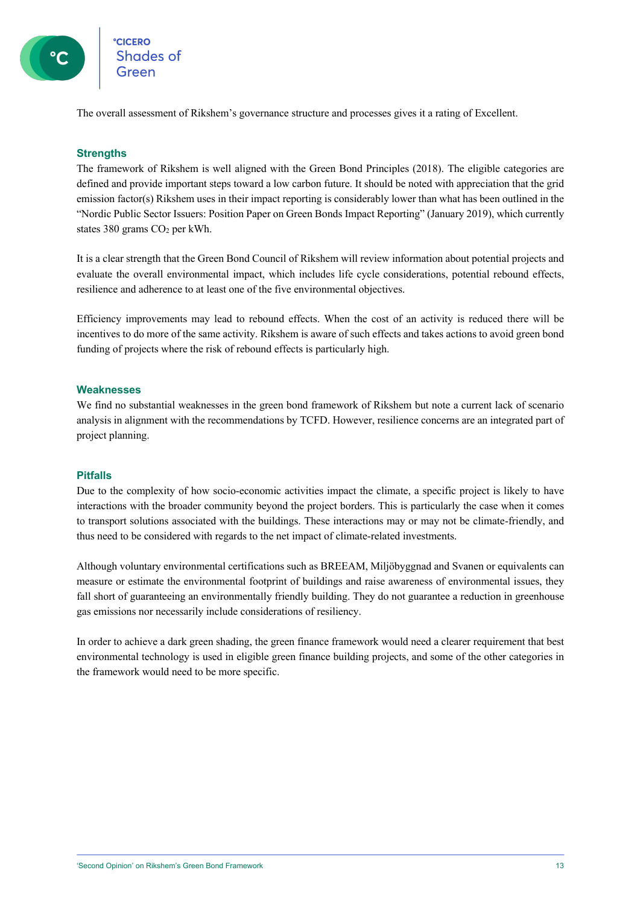The overall assessment of Rikshem's governance structure and processes gives it a rating of Excellent.

### Strengths

The framework of Rikshem is well aligned with the Green Bond Principles (2018). The eligible categories are defined and provide important steps toward a low carbon future. It should be noted with appreciation that the grid emission factor(s) Rikshem uses in their impact reporting is considerably lower than what has been outlined in the "Nordic Public Sector Issuers: Position Paper on Green Bonds Impact Reporting" (January 2019), which currently states 380 grams $CO_2$ per kWh.

It is a clear strength that the Green Bond Council of Rikshem will review information about potential projects and evaluate the overall environmental impact, which includes life cycle considerations, potential rebound effects, resilience and adherence to at least one of the five environmental objectives.

Efficiency improvements may lead to rebound effects. When the cost of an activity is reduced there will be incentives to do more of the same activity. Rikshem is aware of such effects and takes actions to avoid green bond funding of projects where the risk of rebound effects is particularly high.

### Weaknesses

We find no substantial weaknesses in the green bond framework of Rikshem but note a current lack of scenario analysis in alignment with the recommendations by TCFD. However, resilience concerns are an integrated part of project planning.

### Pitfalls

Due to the complexity of how socio-economic activities impact the climate, a specific project is likely to have interactions with the broader community beyond the project borders. This is particularly the case when it comes to transport solutions associated with the buildings. These interactions may or may not be climate-friendly, and thus need to be considered with regards to the net impact of climate-related investments.

Although voluntary environmental certifications such as BREEAM, Miljöbyggnad and Svanen or equivalents can measure or estimate the environmental footprint of buildings and raise awareness of environmental issues, they fall short of guaranteeing an environmentally friendly building. They do not guarantee a reduction in greenhouse gas emissions nor necessarily include considerations of resiliency.

In order to achieve a dark green shading, the green finance framework would need a clearer requirement that best environmental technology is used in eligible green finance building projects, and some of the other categories in the framework would need to be more specific.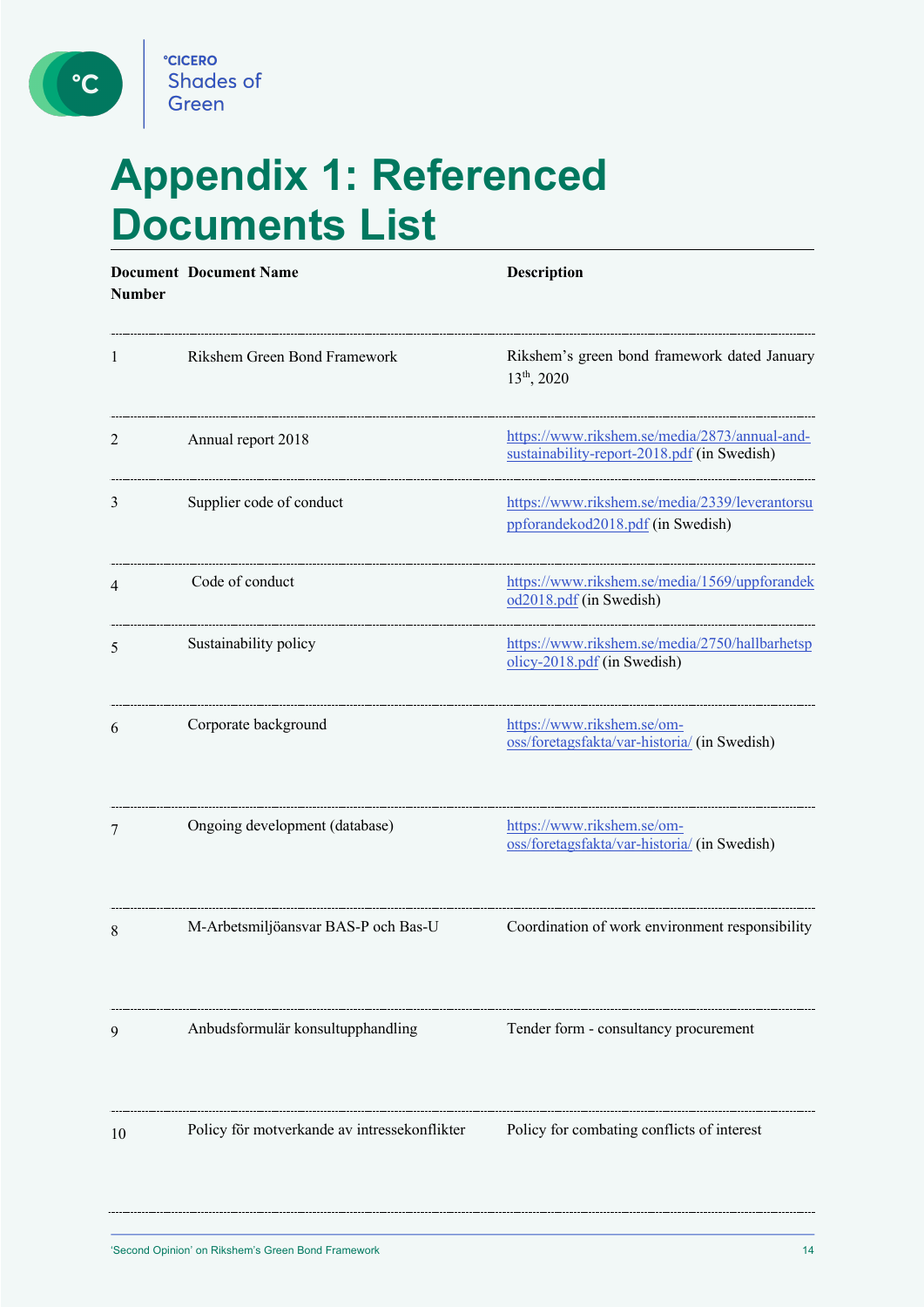# Appendix 1: Referenced Documents List

| Document Number | Document Name | Description |
|---|---|---|
| 1 | Rikshem Green Bond Framework | Rikshem's green bond framework dated January 13th, 2020 |
| 2 | Annual report 2018 | https://www.rikshem.se/media/2873/annual-and-sustainability-report-2018.pdf (in Swedish) |
| 3 | Supplier code of conduct | https://www.rikshem.se/media/2339/leverantorsuppforandekod2018.pdf (in Swedish) |
| 4 | Code of conduct | https://www.rikshem.se/media/1569/uppforandekod2018.pdf (in Swedish) |
| 5 | Sustainability policy | https://www.rikshem.se/media/2750/hallbarhetspolicy-2018.pdf (in Swedish) |
| 6 | Corporate background | https://www.rikshem.se/om-oss/foretagsfakta/var-historia/ (in Swedish) |
| 7 | Ongoing development (database) | https://www.rikshem.se/om-oss/foretagsfakta/var-historia/ (in Swedish) |
| 8 | M-Arbetsmiljöansvar BAS-P och Bas-U | Coordination of work environment responsibility |
| 9 | Anbudsformulär konsultupphandling | Tender form - consultancy procurement |
| 10 | Policy för motverkande av intressekonflikter | Policy for combating conflicts of interest |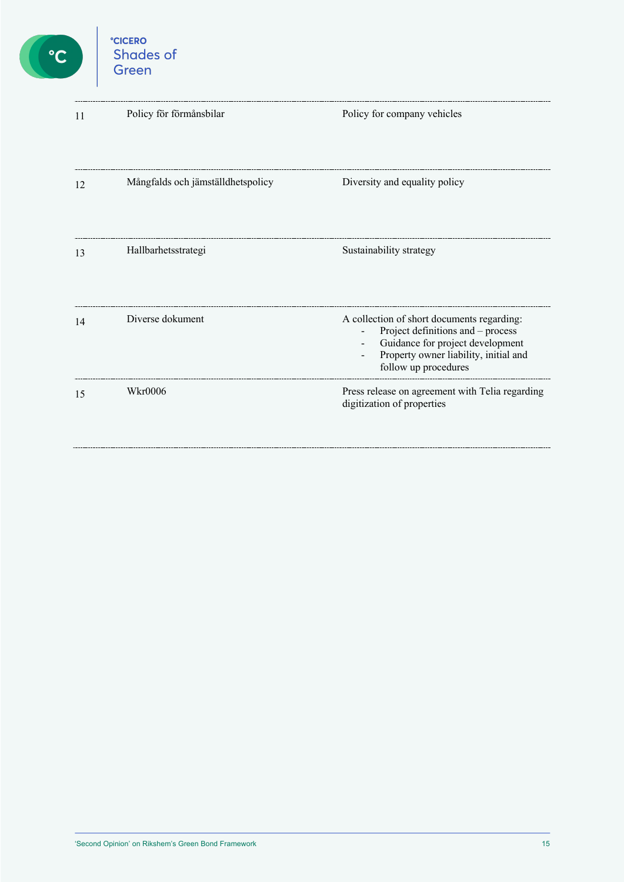| | | |
|---|---|---|
| 11 | Policy för förmånsbilar | Policy for company vehicles |
| 12 | Mångfalds och jämställdhetspolicy | Diversity and equality policy |
| 13 | Hallbarhetsstrategi | Sustainability strategy |
| 14 | Diverse dokument | A collection of short documents regarding:<br>- Project definitions and – process<br>- Guidance for project development<br>- Property owner liability, initial and follow up procedures |
| 15 | Wkr0006 | Press release on agreement with Telia regarding digitization of properties |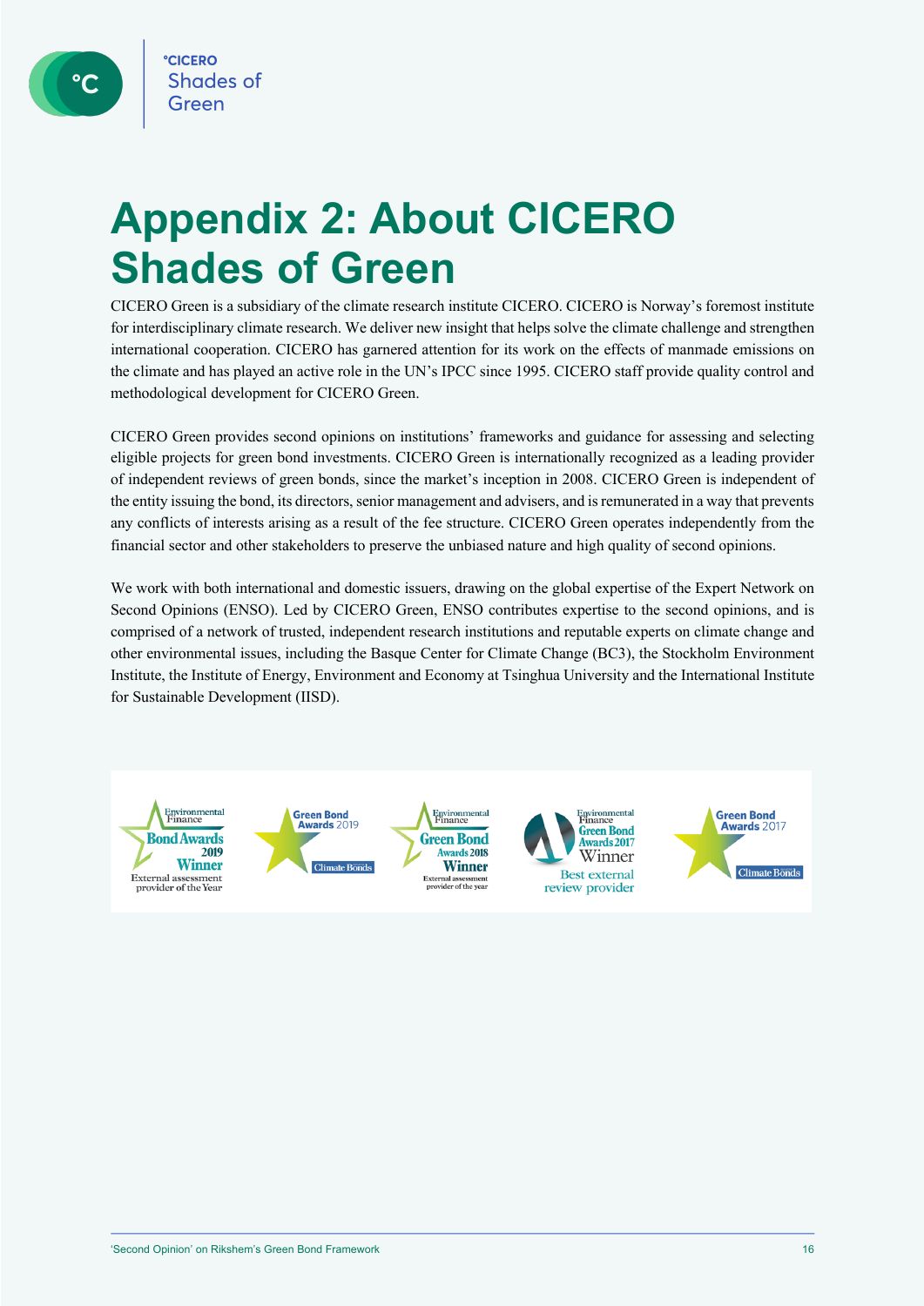# Appendix 2: About CICERO Shades of Green

CICERO Green is a subsidiary of the climate research institute CICERO. CICERO is Norway's foremost institute for interdisciplinary climate research. We deliver new insight that helps solve the climate challenge and strengthen international cooperation. CICERO has garnered attention for its work on the effects of manmade emissions on the climate and has played an active role in the UN's IPCC since 1995. CICERO staff provide quality control and methodological development for CICERO Green.

CICERO Green provides second opinions on institutions' frameworks and guidance for assessing and selecting eligible projects for green bond investments. CICERO Green is internationally recognized as a leading provider of independent reviews of green bonds, since the market's inception in 2008. CICERO Green is independent of the entity issuing the bond, its directors, senior management and advisers, and is remunerated in a way that prevents any conflicts of interests arising as a result of the fee structure. CICERO Green operates independently from the financial sector and other stakeholders to preserve the unbiased nature and high quality of second opinions.

We work with both international and domestic issuers, drawing on the global expertise of the Expert Network on Second Opinions (ENSO). Led by CICERO Green, ENSO contributes expertise to the second opinions, and is comprised of a network of trusted, independent research institutions and reputable experts on climate change and other environmental issues, including the Basque Center for Climate Change (BC3), the Stockholm Environment Institute, the Institute of Energy, Environment and Economy at Tsinghua University and the International Institute for Sustainable Development (IISD).

Environmental Finance Bond Awards 2019 Winner External assessment provider of the Year

Green Bond Awards 2019 Climate Bonds

Environmental Finance Green Bond Awards 2018 Winner External assessment provider of the year

Environmental Finance Green Bond Awards 2017 Winner Best external review provider

Green Bond Awards 2017 Climate Bonds